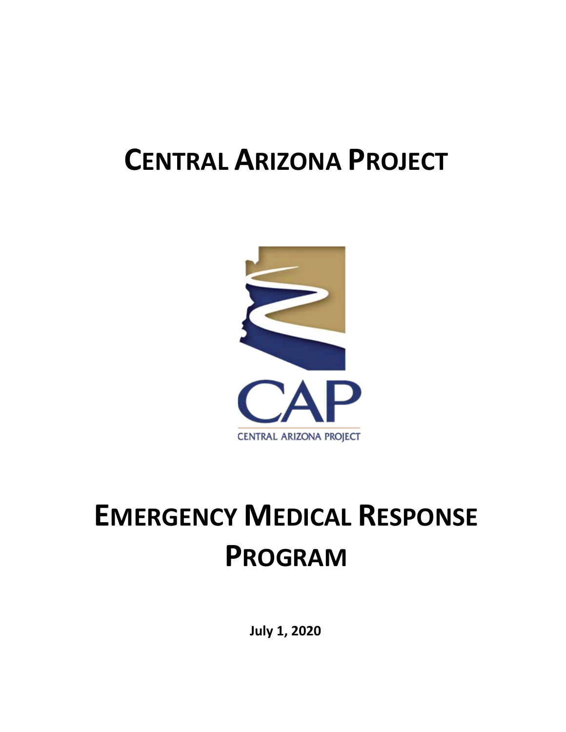# CENTRAL ARIZONA PROJECT

# EMERGENCY MEDICAL RESPONSE PROGRAM

**July 1, 2020**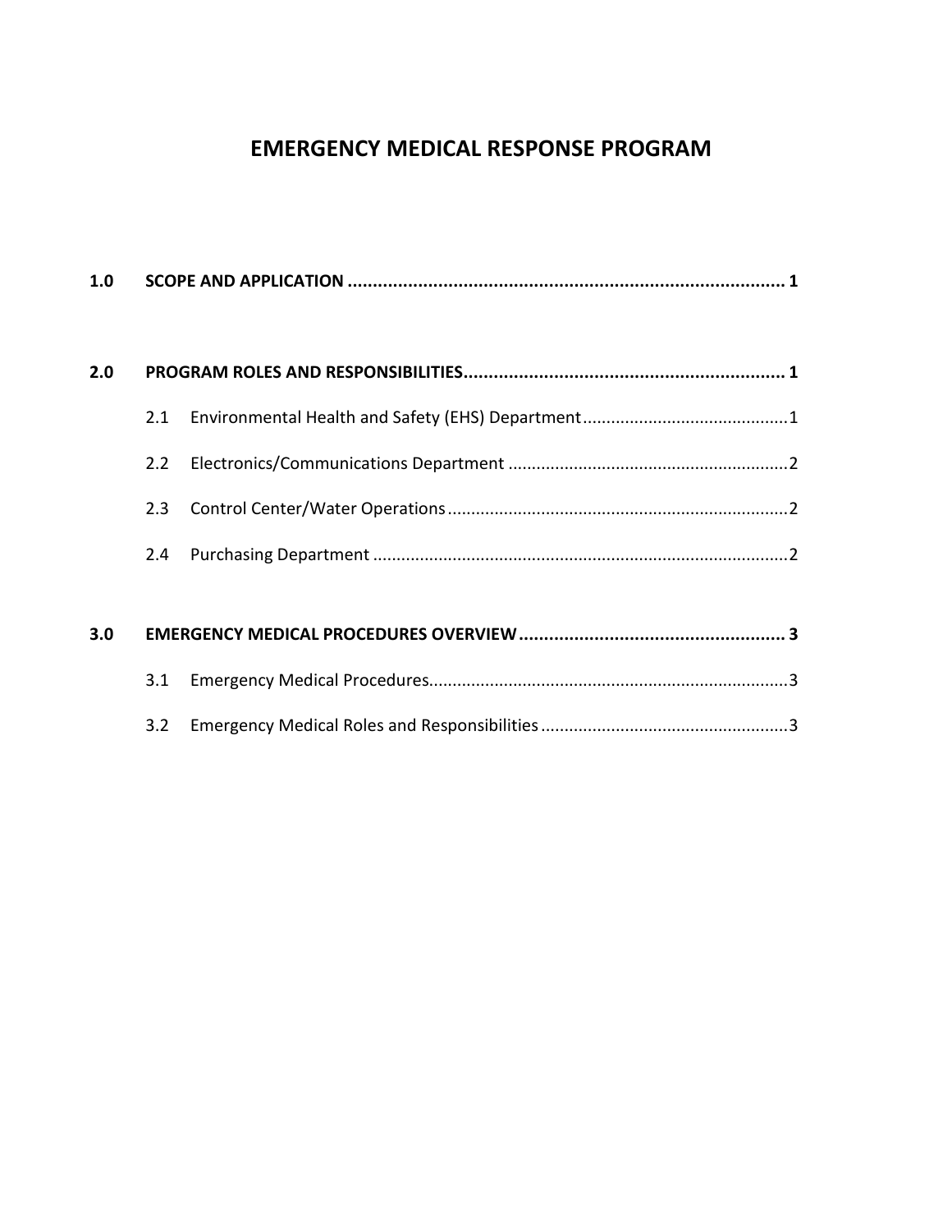# EMERGENCY MEDICAL RESPONSE PROGRAM

**1.0 SCOPE AND APPLICATION** ........................................................................................ **1**

**2.0 PROGRAM ROLES AND RESPONSIBILITIES** ................................................................ **1**

- 2.1 Environmental Health and Safety (EHS) Department ............................................ 1
- 2.2 Electronics/Communications Department ........................................................... 2
- 2.3 Control Center/Water Operations ......................................................................... 2
- 2.4 Purchasing Department ......................................................................................... 2

**3.0 EMERGENCY MEDICAL PROCEDURES OVERVIEW** ..................................................... **3**

- 3.1 Emergency Medical Procedures ............................................................................. 3
- 3.2 Emergency Medical Roles and Responsibilities ..................................................... 3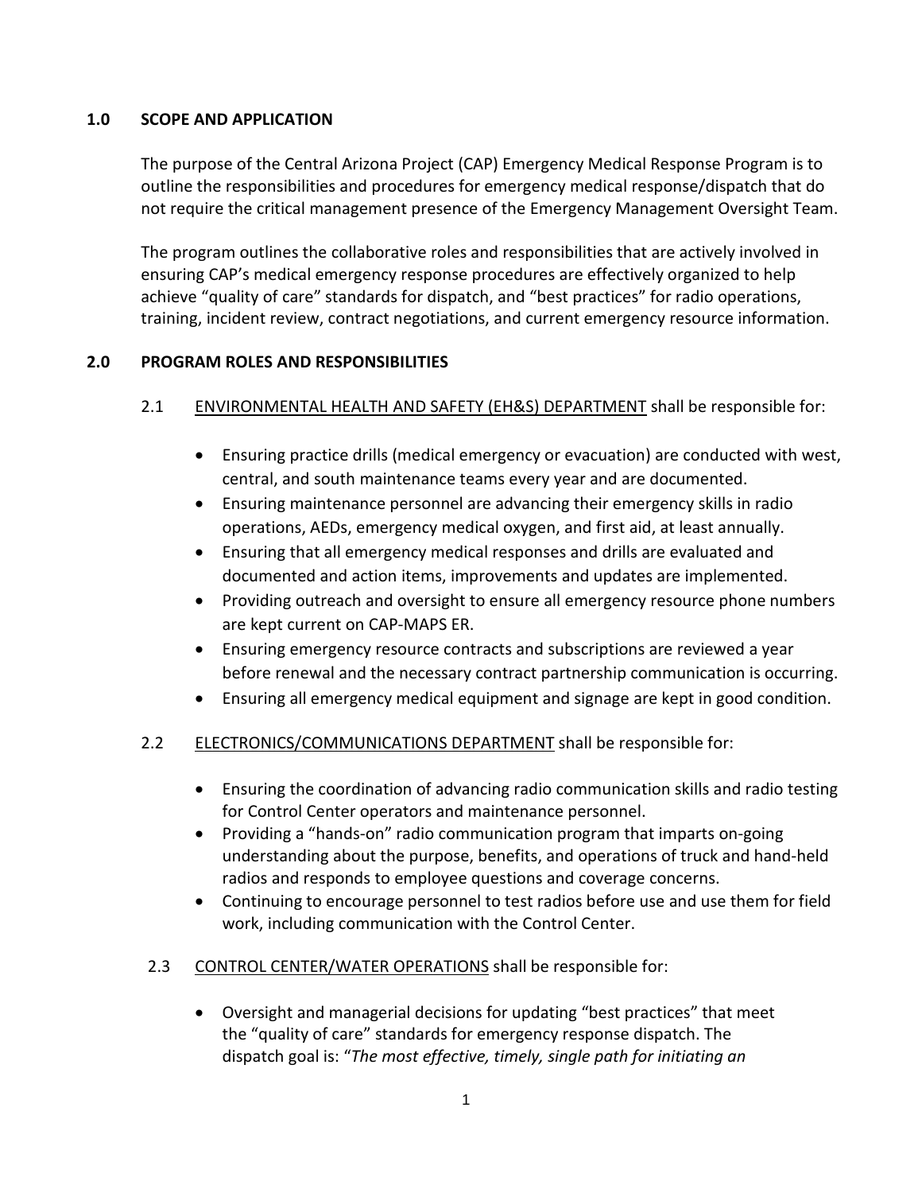## 1.0 SCOPE AND APPLICATION

The purpose of the Central Arizona Project (CAP) Emergency Medical Response Program is to outline the responsibilities and procedures for emergency medical response/dispatch that do not require the critical management presence of the Emergency Management Oversight Team.

The program outlines the collaborative roles and responsibilities that are actively involved in ensuring CAP's medical emergency response procedures are effectively organized to help achieve "quality of care" standards for dispatch, and "best practices" for radio operations, training, incident review, contract negotiations, and current emergency resource information.

## 2.0 PROGRAM ROLES AND RESPONSIBILITIES

### 2.1 ENVIRONMENTAL HEALTH AND SAFETY (EH&S) DEPARTMENT shall be responsible for:

- Ensuring practice drills (medical emergency or evacuation) are conducted with west, central, and south maintenance teams every year and are documented.
- Ensuring maintenance personnel are advancing their emergency skills in radio operations, AEDs, emergency medical oxygen, and first aid, at least annually.
- Ensuring that all emergency medical responses and drills are evaluated and documented and action items, improvements and updates are implemented.
- Providing outreach and oversight to ensure all emergency resource phone numbers are kept current on CAP-MAPS ER.
- Ensuring emergency resource contracts and subscriptions are reviewed a year before renewal and the necessary contract partnership communication is occurring.
- Ensuring all emergency medical equipment and signage are kept in good condition.

### 2.2 ELECTRONICS/COMMUNICATIONS DEPARTMENT shall be responsible for:

- Ensuring the coordination of advancing radio communication skills and radio testing for Control Center operators and maintenance personnel.
- Providing a "hands-on" radio communication program that imparts on-going understanding about the purpose, benefits, and operations of truck and hand-held radios and responds to employee questions and coverage concerns.
- Continuing to encourage personnel to test radios before use and use them for field work, including communication with the Control Center.

### 2.3 CONTROL CENTER/WATER OPERATIONS shall be responsible for:

- Oversight and managerial decisions for updating "best practices" that meet the "quality of care" standards for emergency response dispatch. The dispatch goal is: "*The most effective, timely, single path for initiating an*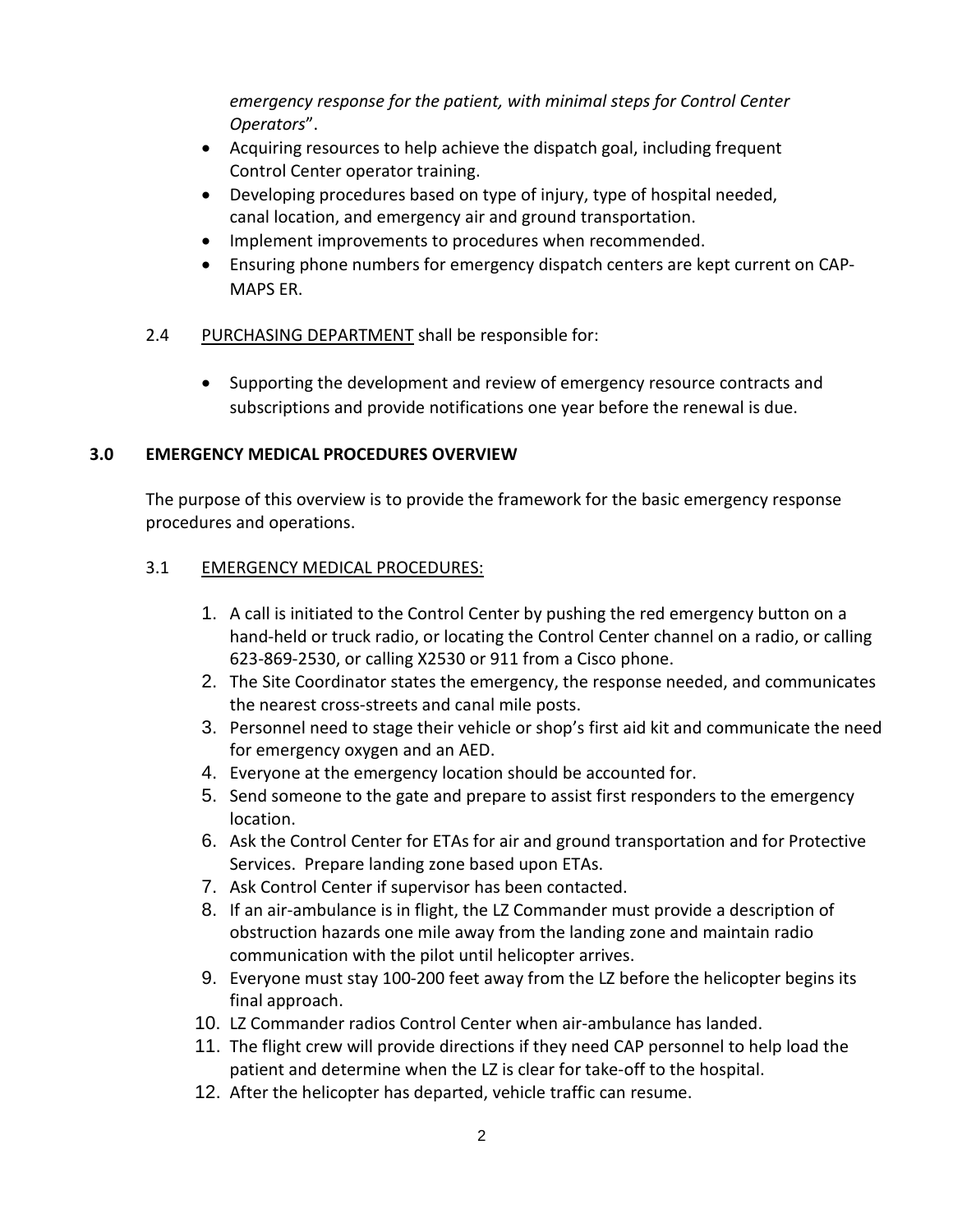*emergency response for the patient, with minimal steps for Control Center Operators*".

- Acquiring resources to help achieve the dispatch goal, including frequent Control Center operator training.
- Developing procedures based on type of injury, type of hospital needed, canal location, and emergency air and ground transportation.
- Implement improvements to procedures when recommended.
- Ensuring phone numbers for emergency dispatch centers are kept current on CAP-MAPS ER.

2.4 PURCHASING DEPARTMENT shall be responsible for:

- Supporting the development and review of emergency resource contracts and subscriptions and provide notifications one year before the renewal is due.

## 3.0 EMERGENCY MEDICAL PROCEDURES OVERVIEW

The purpose of this overview is to provide the framework for the basic emergency response procedures and operations.

### 3.1 EMERGENCY MEDICAL PROCEDURES:

1. A call is initiated to the Control Center by pushing the red emergency button on a hand-held or truck radio, or locating the Control Center channel on a radio, or calling 623-869-2530, or calling X2530 or 911 from a Cisco phone.
2. The Site Coordinator states the emergency, the response needed, and communicates the nearest cross-streets and canal mile posts.
3. Personnel need to stage their vehicle or shop's first aid kit and communicate the need for emergency oxygen and an AED.
4. Everyone at the emergency location should be accounted for.
5. Send someone to the gate and prepare to assist first responders to the emergency location.
6. Ask the Control Center for ETAs for air and ground transportation and for Protective Services. Prepare landing zone based upon ETAs.
7. Ask Control Center if supervisor has been contacted.
8. If an air-ambulance is in flight, the LZ Commander must provide a description of obstruction hazards one mile away from the landing zone and maintain radio communication with the pilot until helicopter arrives.
9. Everyone must stay 100-200 feet away from the LZ before the helicopter begins its final approach.
10. LZ Commander radios Control Center when air-ambulance has landed.
11. The flight crew will provide directions if they need CAP personnel to help load the patient and determine when the LZ is clear for take-off to the hospital.
12. After the helicopter has departed, vehicle traffic can resume.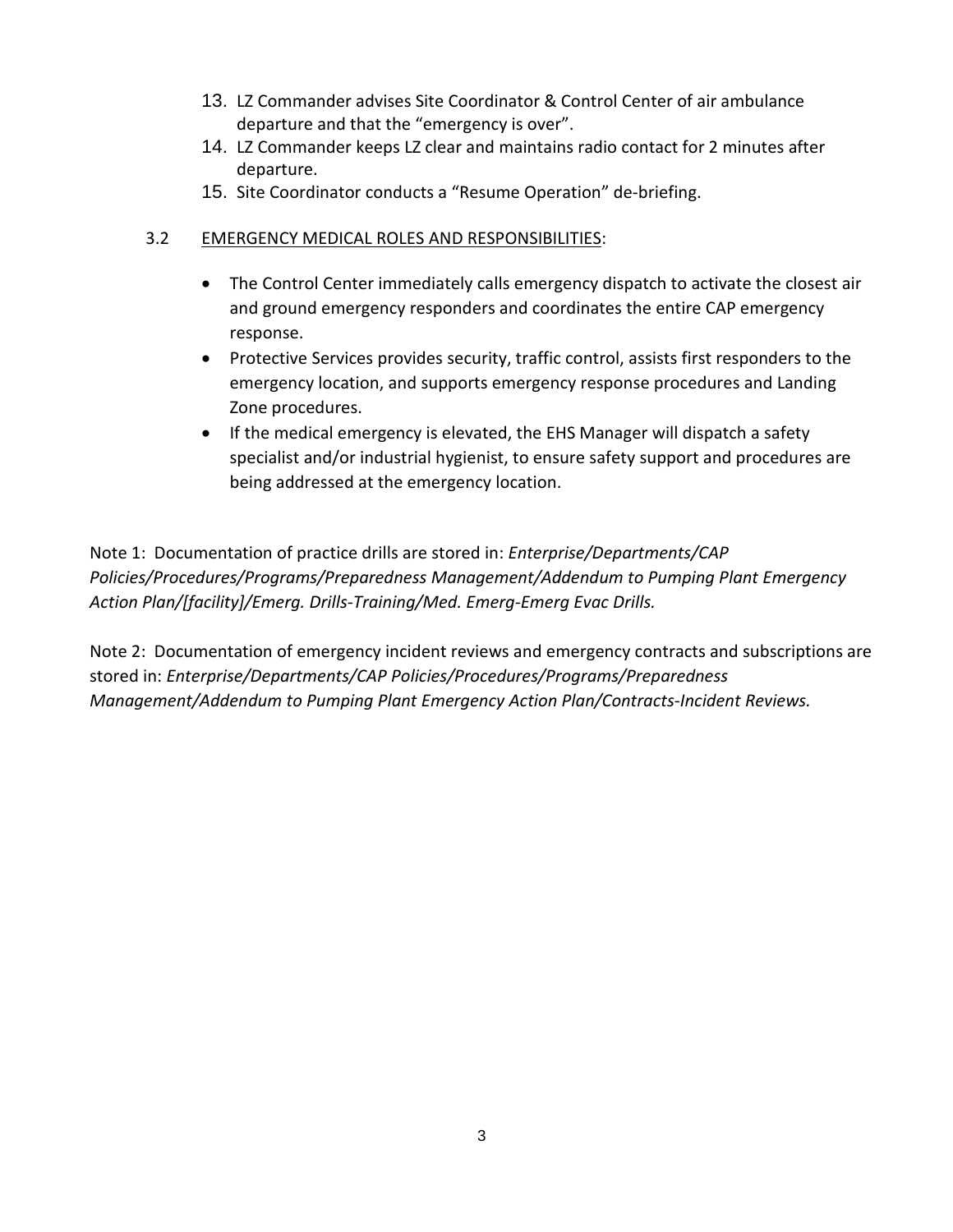13. LZ Commander advises Site Coordinator & Control Center of air ambulance departure and that the "emergency is over".
14. LZ Commander keeps LZ clear and maintains radio contact for 2 minutes after departure.
15. Site Coordinator conducts a "Resume Operation" de-briefing.

### 3.2 EMERGENCY MEDICAL ROLES AND RESPONSIBILITIES:

- The Control Center immediately calls emergency dispatch to activate the closest air and ground emergency responders and coordinates the entire CAP emergency response.
- Protective Services provides security, traffic control, assists first responders to the emergency location, and supports emergency response procedures and Landing Zone procedures.
- If the medical emergency is elevated, the EHS Manager will dispatch a safety specialist and/or industrial hygienist, to ensure safety support and procedures are being addressed at the emergency location.

Note 1: Documentation of practice drills are stored in: *Enterprise/Departments/CAP Policies/Procedures/Programs/Preparedness Management/Addendum to Pumping Plant Emergency Action Plan/[facility]/Emerg. Drills-Training/Med. Emerg-Emerg Evac Drills.*

Note 2: Documentation of emergency incident reviews and emergency contracts and subscriptions are stored in: *Enterprise/Departments/CAP Policies/Procedures/Programs/Preparedness Management/Addendum to Pumping Plant Emergency Action Plan/Contracts-Incident Reviews.*